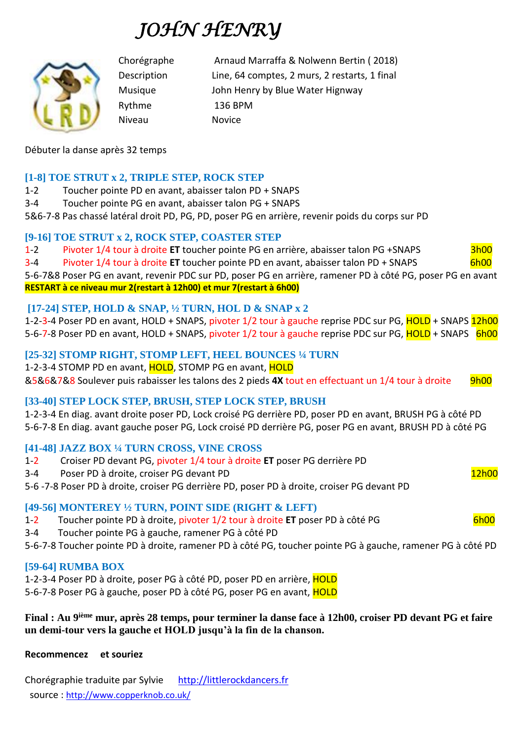# *JOHN HENRY*

| | |
|---|---|
| Chorégraphe | Arnaud Marraffa & Nolwenn Bertin ( 2018) |
| Description | Line, 64 comptes, 2 murs, 2 restarts, 1 final |
| Musique | John Henry by Blue Water Hignway |
| Rythme | 136 BPM |
| Niveau | Novice |

Débuter la danse après 32 temps

### [1-8] TOE STRUT x 2, TRIPLE STEP, ROCK STEP

1-2 Toucher pointe PD en avant, abaisser talon PD + SNAPS
3-4 Toucher pointe PG en avant, abaisser talon PG + SNAPS
5&6-7-8 Pas chassé latéral droit PD, PG, PD, poser PG en arrière, revenir poids du corps sur PD

### [9-16] TOE STRUT x 2, ROCK STEP, COASTER STEP

1-2 Pivoter 1/4 tour à droite **ET** toucher pointe PG en arrière, abaisser talon PG +SNAPS 3h00
3-4 Pivoter 1/4 tour à droite **ET** toucher pointe PD en avant, abaisser talon PD + SNAPS 6h00
5-6-7&8 Poser PG en avant, revenir PDC sur PD, poser PG en arrière, ramener PD à côté PG, poser PG en avant
**RESTART à ce niveau mur 2(restart à 12h00) et mur 7(restart à 6h00)**

### [17-24] STEP, HOLD & SNAP, ½ TURN, HOL D & SNAP x 2

1-2-3-4 Poser PD en avant, HOLD + SNAPS, pivoter 1/2 tour à gauche reprise PDC sur PG, HOLD + SNAPS 12h00
5-6-7-8 Poser PD en avant, HOLD + SNAPS, pivoter 1/2 tour à gauche reprise PDC sur PG, HOLD + SNAPS 6h00

### [25-32] STOMP RIGHT, STOMP LEFT, HEEL BOUNCES ¼ TURN

1-2-3-4 STOMP PD en avant, HOLD, STOMP PG en avant, HOLD
&5&6&7&8 Soulever puis rabaisser les talons des 2 pieds **4X** tout en effectuant un 1/4 tour à droite 9h00

### [33-40] STEP LOCK STEP, BRUSH, STEP LOCK STEP, BRUSH

1-2-3-4 En diag. avant droite poser PD, Lock croisé PG derrière PD, poser PD en avant, BRUSH PG à côté PD
5-6-7-8 En diag. avant gauche poser PG, Lock croisé PD derrière PG, poser PG en avant, BRUSH PD à côté PG

### [41-48] JAZZ BOX ¼ TURN CROSS, VINE CROSS

1-2 Croiser PD devant PG, pivoter 1/4 tour à droite **ET** poser PG derrière PD
3-4 Poser PD à droite, croiser PG devant PD 12h00
5-6 -7-8 Poser PD à droite, croiser PG derrière PD, poser PD à droite, croiser PG devant PD

### [49-56] MONTEREY ½ TURN, POINT SIDE (RIGHT & LEFT)

1-2 Toucher pointe PD à droite, pivoter 1/2 tour à droite **ET** poser PD à côté PG 6h00
3-4 Toucher pointe PG à gauche, ramener PG à côté PD
5-6-7-8 Toucher pointe PD à droite, ramener PD à côté PG, toucher pointe PG à gauche, ramener PG à côté PD

### [59-64] RUMBA BOX

1-2-3-4 Poser PD à droite, poser PG à côté PD, poser PD en arrière, HOLD
5-6-7-8 Poser PG à gauche, poser PD à côté PG, poser PG en avant, HOLD

**Final : Au 9ième mur, après 28 temps, pour terminer la danse face à 12h00, croiser PD devant PG et faire un demi-tour vers la gauche et HOLD jusqu'à la fin de la chanson.**

**Recommencez et souriez**

Chorégraphie traduite par Sylvie http://littlerockdancers.fr
source : http://www.copperknob.co.uk/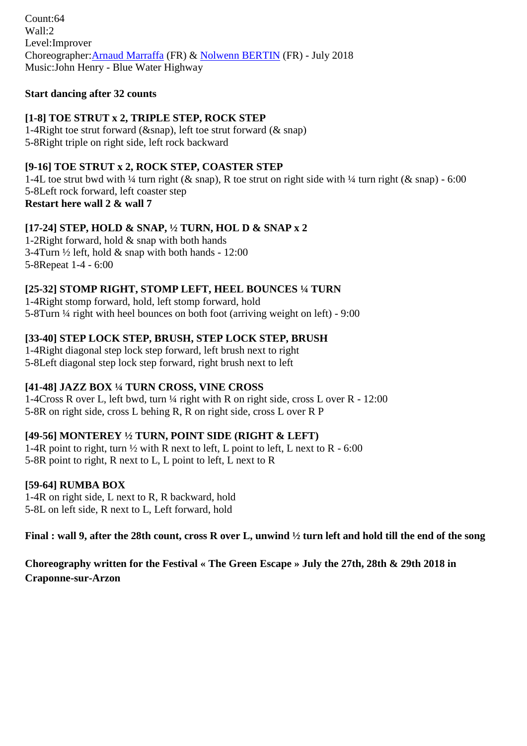Count:64
Wall:2
Level:Improver
Choreographer:Arnaud Marraffa (FR) & Nolwenn BERTIN (FR) - July 2018
Music:John Henry - Blue Water Highway

**Start dancing after 32 counts**

**[1-8] TOE STRUT x 2, TRIPLE STEP, ROCK STEP**
1-4Right toe strut forward (&snap), left toe strut forward (& snap)
5-8Right triple on right side, left rock backward

**[9-16] TOE STRUT x 2, ROCK STEP, COASTER STEP**
1-4L toe strut bwd with ¼ turn right (& snap), R toe strut on right side with ¼ turn right (& snap) - 6:00
5-8Left rock forward, left coaster step
**Restart here wall 2 & wall 7**

**[17-24] STEP, HOLD & SNAP, ½ TURN, HOL D & SNAP x 2**
1-2Right forward, hold & snap with both hands
3-4Turn ½ left, hold & snap with both hands - 12:00
5-8Repeat 1-4 - 6:00

**[25-32] STOMP RIGHT, STOMP LEFT, HEEL BOUNCES ¼ TURN**
1-4Right stomp forward, hold, left stomp forward, hold
5-8Turn ¼ right with heel bounces on both foot (arriving weight on left) - 9:00

**[33-40] STEP LOCK STEP, BRUSH, STEP LOCK STEP, BRUSH**
1-4Right diagonal step lock step forward, left brush next to right
5-8Left diagonal step lock step forward, right brush next to left

**[41-48] JAZZ BOX ¼ TURN CROSS, VINE CROSS**
1-4Cross R over L, left bwd, turn ¼ right with R on right side, cross L over R - 12:00
5-8R on right side, cross L behing R, R on right side, cross L over R P

**[49-56] MONTEREY ½ TURN, POINT SIDE (RIGHT & LEFT)**
1-4R point to right, turn ½ with R next to left, L point to left, L next to R - 6:00
5-8R point to right, R next to L, L point to left, L next to R

**[59-64] RUMBA BOX**
1-4R on right side, L next to R, R backward, hold
5-8L on left side, R next to L, Left forward, hold

**Final : wall 9, after the 28th count, cross R over L, unwind ½ turn left and hold till the end of the song**

**Choreography written for the Festival « The Green Escape » July the 27th, 28th & 29th 2018 in Craponne-sur-Arzon**